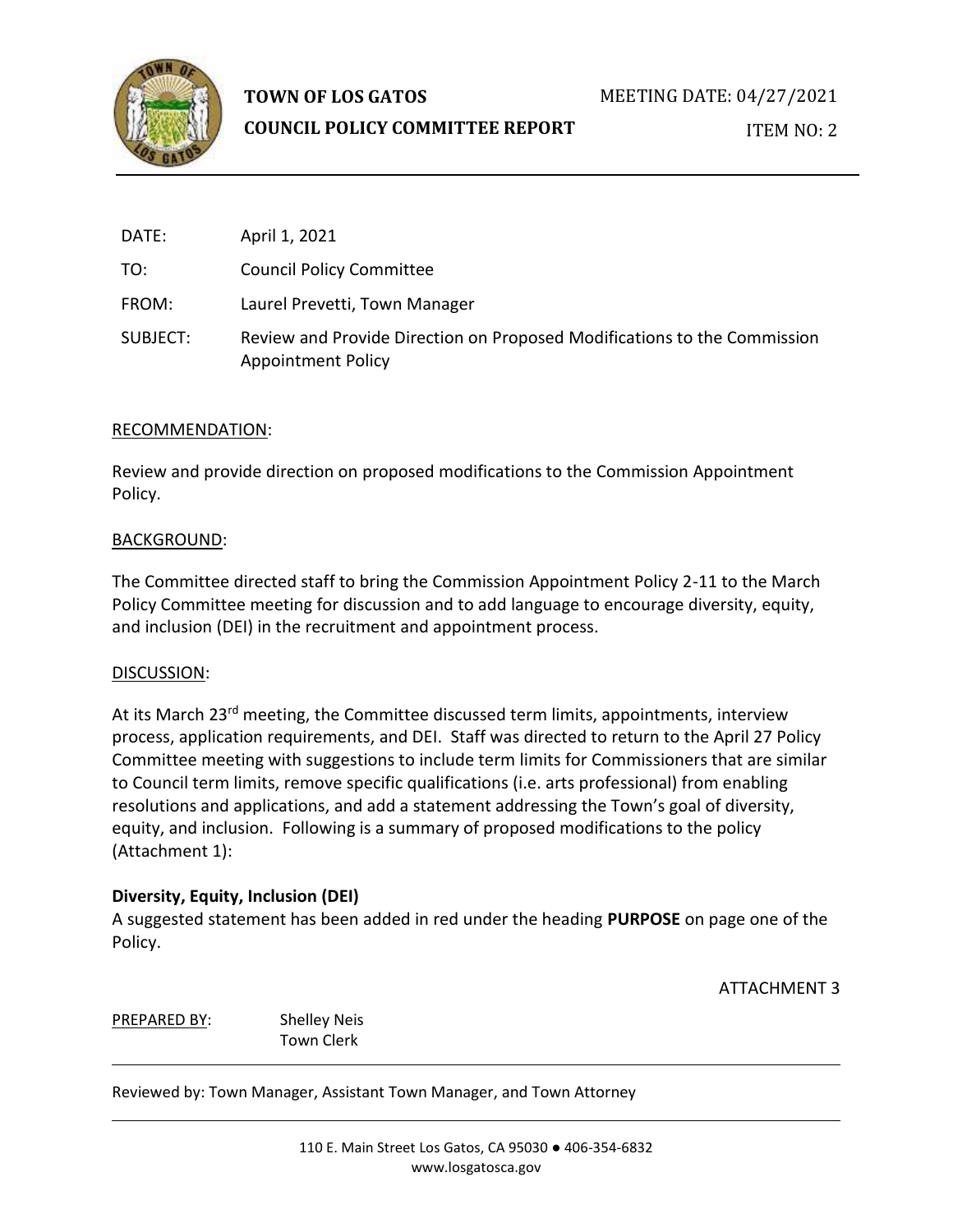# TOWN OF LOS GATOS

## COUNCIL POLICY COMMITTEE REPORT

MEETING DATE: 04/27/2021

ITEM NO: 2

DATE: April 1, 2021

TO: Council Policy Committee

FROM: Laurel Prevetti, Town Manager

SUBJECT: Review and Provide Direction on Proposed Modifications to the Commission Appointment Policy

RECOMMENDATION:

Review and provide direction on proposed modifications to the Commission Appointment Policy.

BACKGROUND:

The Committee directed staff to bring the Commission Appointment Policy 2-11 to the March Policy Committee meeting for discussion and to add language to encourage diversity, equity, and inclusion (DEI) in the recruitment and appointment process.

DISCUSSION:

At its March 23rd meeting, the Committee discussed term limits, appointments, interview process, application requirements, and DEI. Staff was directed to return to the April 27 Policy Committee meeting with suggestions to include term limits for Commissioners that are similar to Council term limits, remove specific qualifications (i.e. arts professional) from enabling resolutions and applications, and add a statement addressing the Town's goal of diversity, equity, and inclusion. Following is a summary of proposed modifications to the policy (Attachment 1):

**Diversity, Equity, Inclusion (DEI)**

A suggested statement has been added in red under the heading **PURPOSE** on page one of the Policy.

ATTACHMENT 3

PREPARED BY: Shelley Neis
Town Clerk

Reviewed by: Town Manager, Assistant Town Manager, and Town Attorney

110 E. Main Street Los Gatos, CA 95030 ● 406-354-6832
www.losgatosca.gov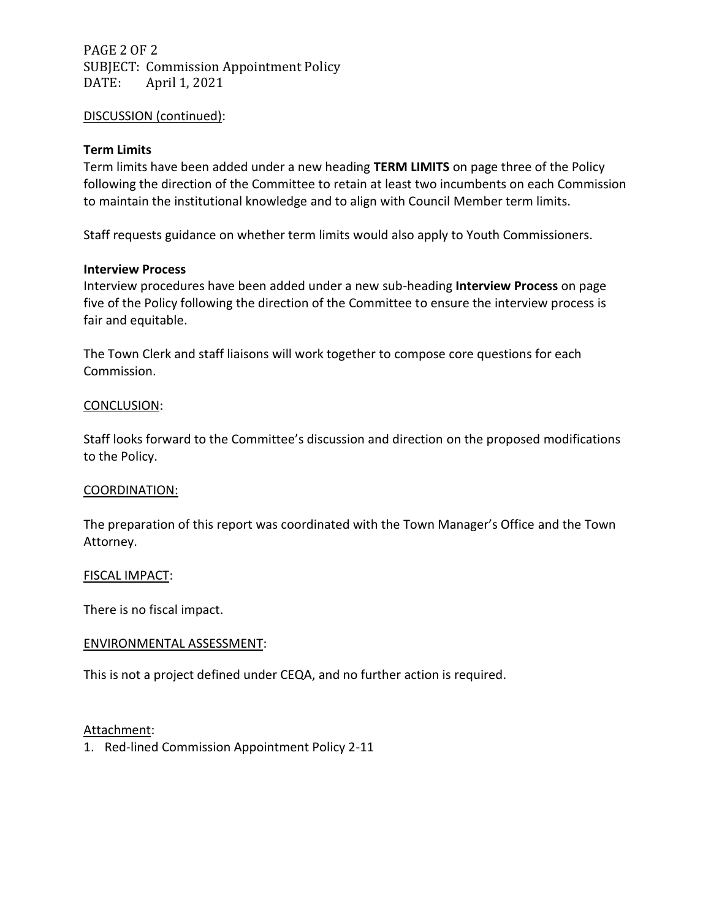DISCUSSION (continued):

**Term Limits**

Term limits have been added under a new heading **TERM LIMITS** on page three of the Policy following the direction of the Committee to retain at least two incumbents on each Commission to maintain the institutional knowledge and to align with Council Member term limits.

Staff requests guidance on whether term limits would also apply to Youth Commissioners.

**Interview Process**

Interview procedures have been added under a new sub-heading **Interview Process** on page five of the Policy following the direction of the Committee to ensure the interview process is fair and equitable.

The Town Clerk and staff liaisons will work together to compose core questions for each Commission.

CONCLUSION:

Staff looks forward to the Committee's discussion and direction on the proposed modifications to the Policy.

COORDINATION:

The preparation of this report was coordinated with the Town Manager's Office and the Town Attorney.

FISCAL IMPACT:

There is no fiscal impact.

ENVIRONMENTAL ASSESSMENT:

This is not a project defined under CEQA, and no further action is required.

Attachment:

1. Red-lined Commission Appointment Policy 2-11